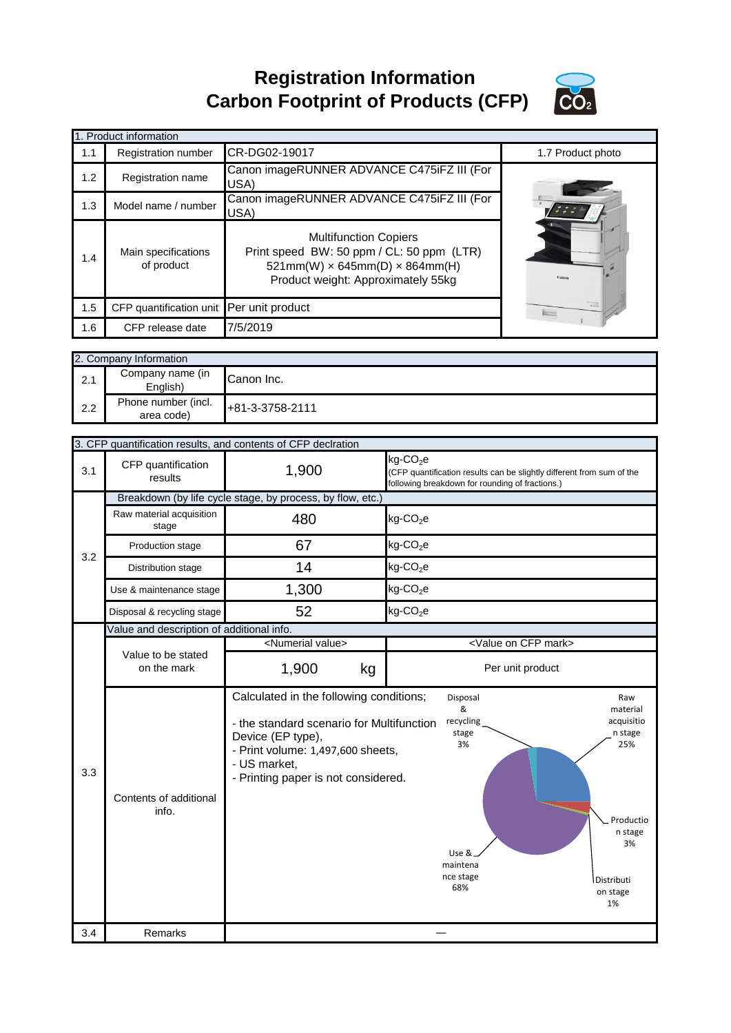# Registration Information
# Carbon Footprint of Products (CFP)

| 1. Product information | | | |
|---|---|---|---|
| 1.1 | Registration number | CR-DG02-19017 | 1.7 Product photo |
| 1.2 | Registration name | Canon imageRUNNER ADVANCE C475iFZ III (For USA) | |
| 1.3 | Model name / number | Canon imageRUNNER ADVANCE C475iFZ III (For USA) | |
| 1.4 | Main specifications of product | Multifunction Copiers<br>Print speed BW: 50 ppm / CL: 50 ppm (LTR)<br>521mm(W) × 645mm(D) × 864mm(H)<br>Product weight: Approximately 55kg | |
| 1.5 | CFP quantification unit | Per unit product | |
| 1.6 | CFP release date | 7/5/2019 | |

| 2. Company Information | | |
|---|---|---|
| 2.1 | Company name (in English) | Canon Inc. |
| 2.2 | Phone number (incl. area code) | +81-3-3758-2111 |

| 3. CFP quantification results, and contents of CFP declration | | | |
|---|---|---|---|
| 3.1 | CFP quantification results | 1,900 | kg-$CO_2$e<br>(CFP quantification results can be slightly different from sum of the following breakdown for rounding of fractions.) |
| 3.2 | Breakdown (by life cycle stage, by process, by flow, etc.) | | |
| | Raw material acquisition stage | 480 | kg-$CO_2$e |
| | Production stage | 67 | kg-$CO_2$e |
| | Distribution stage | 14 | kg-$CO_2$e |
| | Use & maintenance stage | 1,300 | kg-$CO_2$e |
| | Disposal & recycling stage | 52 | kg-$CO_2$e |
| 3.3 | Value and description of additional info. | | |
| | Value to be stated on the mark | <Numerial value><br>1,900 kg | <Value on CFP mark><br>Per unit product |
| | Contents of additional info. | Calculated in the following conditions;<br>- the standard scenario for Multifunction Device (EP type),<br>- Print volume: 1,497,600 sheets,<br>- US market,<br>- Printing paper is not considered. | Raw material acquisition stage 25%<br>Production stage 3%<br>Distribution stage 1%<br>Use & maintenance stage 68%<br>Disposal & recycling stage 3% |
| 3.4 | Remarks | — | |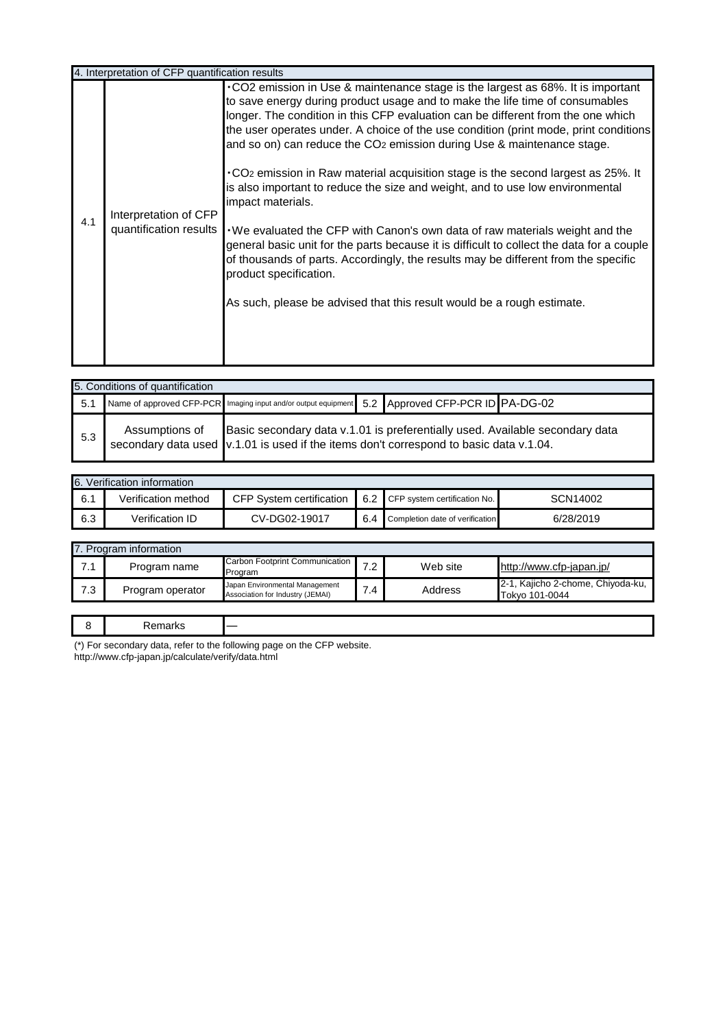| 4. Interpretation of CFP quantification results | | |
|---|---|---|
| 4.1 | Interpretation of CFP quantification results | ・CO2 emission in Use & maintenance stage is the largest as 68%. It is important to save energy during product usage and to make the life time of consumables longer. The condition in this CFP evaluation can be different from the one which the user operates under. A choice of the use condition (print mode, print conditions and so on) can reduce the $CO_2$ emission during Use & maintenance stage.<br><br>・$CO_2$ emission in Raw material acquisition stage is the second largest as 25%. It is also important to reduce the size and weight, and to use low environmental impact materials.<br><br>・We evaluated the CFP with Canon's own data of raw materials weight and the general basic unit for the parts because it is difficult to collect the data for a couple of thousands of parts. Accordingly, the results may be different from the specific product specification.<br><br>As such, please be advised that this result would be a rough estimate. |

| 5. Conditions of quantification | | | | | |
|---|---|---|---|---|---|
| 5.1 | Name of approved CFP-PCR | Imaging input and/or output equipment | 5.2 | Approved CFP-PCR ID | PA-DG-02 |
| 5.3 | Assumptions of secondary data used | Basic secondary data v.1.01 is preferentially used. Available secondary data v.1.01 is used if the items don't correspond to basic data v.1.04. | | | |

| 6. Verification information | | | | | |
|---|---|---|---|---|---|
| 6.1 | Verification method | CFP System certification | 6.2 | CFP system certification No. | SCN14002 |
| 6.3 | Verification ID | CV-DG02-19017 | 6.4 | Completion date of verification | 6/28/2019 |

| 7. Program information | | | | | |
|---|---|---|---|---|---|
| 7.1 | Program name | Carbon Footprint Communication Program | 7.2 | Web site | http://www.cfp-japan.jp/ |
| 7.3 | Program operator | Japan Environmental Management Association for Industry (JEMAI) | 7.4 | Address | 2-1, Kajicho 2-chome, Chiyoda-ku, Tokyo 101-0044 |

| | | |
|---|---|---|
| 8 | Remarks | — |

(*) For secondary data, refer to the following page on the CFP website.
http://www.cfp-japan.jp/calculate/verify/data.html